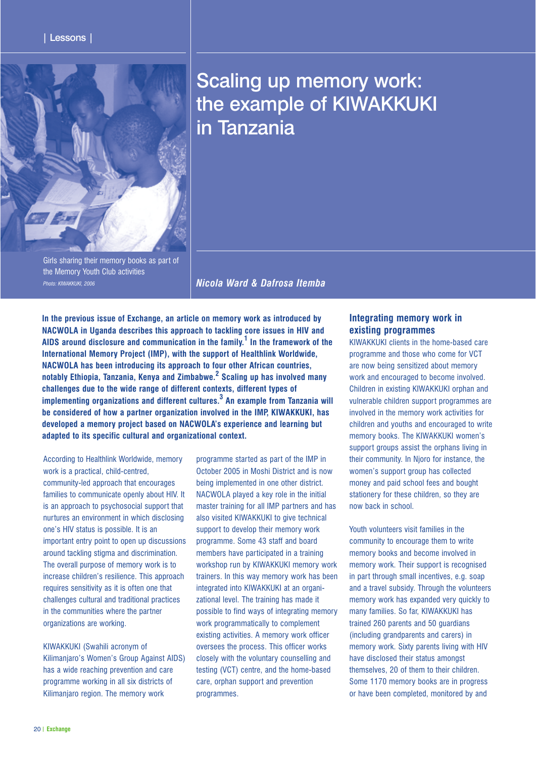# Scaling up memory work: the example of KIWAKKUKI in Tanzania

Girls sharing their memory books as part of the Memory Youth Club activities

*Photo: KIWAKKUKI, 2006*

***Nicola Ward & Dafrosa Itemba***

**In the previous issue of Exchange, an article on memory work as introduced by NACWOLA in Uganda describes this approach to tackling core issues in HIV and AIDS around disclosure and communication in the family.[1] In the framework of the International Memory Project (IMP), with the support of Healthlink Worldwide, NACWOLA has been introducing its approach to four other African countries, notably Ethiopia, Tanzania, Kenya and Zimbabwe.[2] Scaling up has involved many challenges due to the wide range of different contexts, different types of implementing organizations and different cultures.[3] An example from Tanzania will be considered of how a partner organization involved in the IMP, KIWAKKUKI, has developed a memory project based on NACWOLA's experience and learning but adapted to its specific cultural and organizational context.**

According to Healthlink Worldwide, memory work is a practical, child-centred, community-led approach that encourages families to communicate openly about HIV. It is an approach to psychosocial support that nurtures an environment in which disclosing one's HIV status is possible. It is an important entry point to open up discussions around tackling stigma and discrimination. The overall purpose of memory work is to increase children's resilience. This approach requires sensitivity as it is often one that challenges cultural and traditional practices in the communities where the partner organizations are working.

KIWAKKUKI (Swahili acronym of Kilimanjaro's Women's Group Against AIDS) has a wide reaching prevention and care programme working in all six districts of Kilimanjaro region. The memory work programme started as part of the IMP in October 2005 in Moshi District and is now being implemented in one other district. NACWOLA played a key role in the initial master training for all IMP partners and has also visited KIWAKKUKI to give technical support to develop their memory work programme. Some 43 staff and board members have participated in a training workshop run by KIWAKKUKI memory work trainers. In this way memory work has been integrated into KIWAKKUKI at an organizational level. The training has made it possible to find ways of integrating memory work programmatically to complement existing activities. A memory work officer oversees the process. This officer works closely with the voluntary counselling and testing (VCT) centre, and the home-based care, orphan support and prevention programmes.

## Integrating memory work in existing programmes

KIWAKKUKI clients in the home-based care programme and those who come for VCT are now being sensitized about memory work and encouraged to become involved. Children in existing KIWAKKUKI orphan and vulnerable children support programmes are involved in the memory work activities for children and youths and encouraged to write memory books. The KIWAKKUKI women's support groups assist the orphans living in their community. In Njoro for instance, the women's support group has collected money and paid school fees and bought stationery for these children, so they are now back in school.

Youth volunteers visit families in the community to encourage them to write memory books and become involved in memory work. Their support is recognised in part through small incentives, e.g. soap and a travel subsidy. Through the volunteers memory work has expanded very quickly to many families. So far, KIWAKKUKI has trained 260 parents and 50 guardians (including grandparents and carers) in memory work. Sixty parents living with HIV have disclosed their status amongst themselves, 20 of them to their children. Some 1170 memory books are in progress or have been completed, monitored by and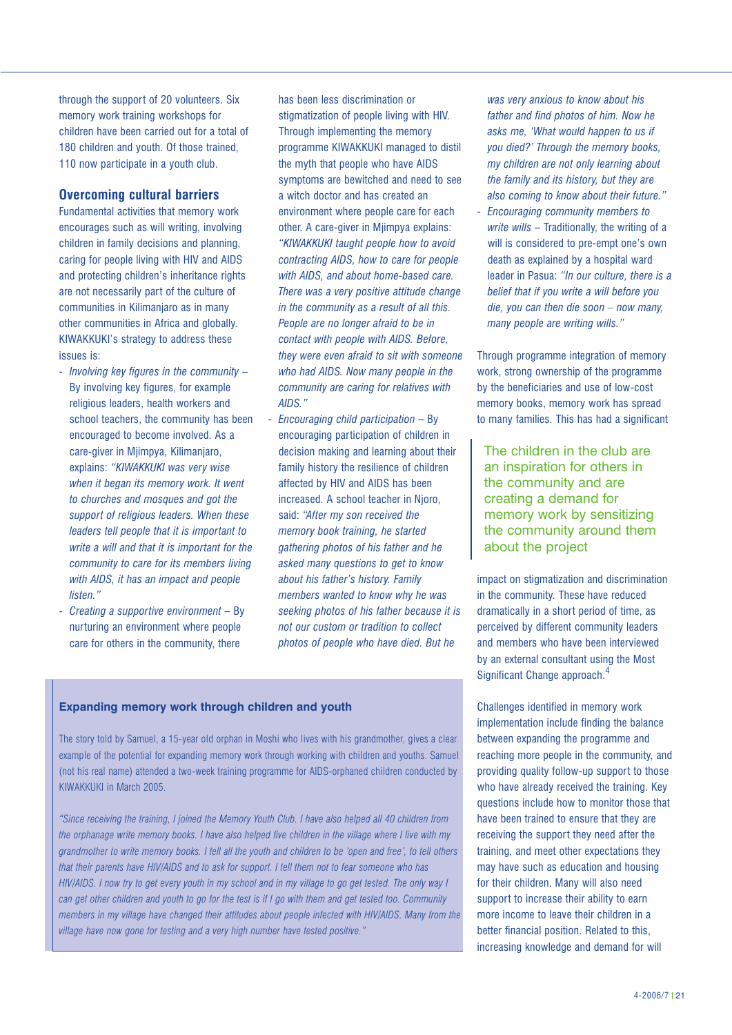through the support of 20 volunteers. Six memory work training workshops for children have been carried out for a total of 180 children and youth. Of those trained, 110 now participate in a youth club.

## Overcoming cultural barriers

Fundamental activities that memory work encourages such as will writing, involving children in family decisions and planning, caring for people living with HIV and AIDS and protecting children's inheritance rights are not necessarily part of the culture of communities in Kilimanjaro as in many other communities in Africa and globally. KIWAKKUKI's strategy to address these issues is:

- *Involving key figures in the community* – By involving key figures, for example religious leaders, health workers and school teachers, the community has been encouraged to become involved. As a care-giver in Mjimpya, Kilimanjaro, explains: *"KIWAKKUKI was very wise when it began its memory work. It went to churches and mosques and got the support of religious leaders. When these leaders tell people that it is important to write a will and that it is important for the community to care for its members living with AIDS, it has an impact and people listen."*
- *Creating a supportive environment* – By nurturing an environment where people care for others in the community, there has been less discrimination or stigmatization of people living with HIV. Through implementing the memory programme KIWAKKUKI managed to distil the myth that people who have AIDS symptoms are bewitched and need to see a witch doctor and has created an environment where people care for each other. A care-giver in Mjimpya explains: *"KIWAKKUKI taught people how to avoid contracting AIDS, how to care for people with AIDS, and about home-based care. There was a very positive attitude change in the community as a result of all this. People are no longer afraid to be in contact with people with AIDS. Before, they were even afraid to sit with someone who had AIDS. Now many people in the community are caring for relatives with AIDS."*
- *Encouraging child participation* – By encouraging participation of children in decision making and learning about their family history the resilience of children affected by HIV and AIDS has been increased. A school teacher in Njoro, said: *"After my son received the memory book training, he started gathering photos of his father and he asked many questions to get to know about his father's history. Family members wanted to know why he was seeking photos of his father because it is not our custom or tradition to collect photos of people who have died. But he was very anxious to know about his father and find photos of him. Now he asks me, 'What would happen to us if you died?' Through the memory books, my children are not only learning about the family and its history, but they are also coming to know about their future."*
- *Encouraging community members to write wills* – Traditionally, the writing of a will is considered to pre-empt one's own death as explained by a hospital ward leader in Pasua: *"In our culture, there is a belief that if you write a will before you die, you can then die soon – now many, many people are writing wills."*

Through programme integration of memory work, strong ownership of the programme by the beneficiaries and use of low-cost memory books, memory work has spread to many families. This has had a significant impact on stigmatization and discrimination in the community. These have reduced dramatically in a short period of time, as perceived by different community leaders and members who have been interviewed by an external consultant using the Most Significant Change approach.[4]

> The children in the club are an inspiration for others in the community and are creating a demand for memory work by sensitizing the community around them about the project

Challenges identified in memory work implementation include finding the balance between expanding the programme and reaching more people in the community, and providing quality follow-up support to those who have already received the training. Key questions include how to monitor those that have been trained to ensure that they are receiving the support they need after the training, and meet other expectations they may have such as education and housing for their children. Many will also need support to increase their ability to earn more income to leave their children in a better financial position. Related to this, increasing knowledge and demand for will

### Expanding memory work through children and youth

The story told by Samuel, a 15-year old orphan in Moshi who lives with his grandmother, gives a clear example of the potential for expanding memory work through working with children and youths. Samuel (not his real name) attended a two-week training programme for AIDS-orphaned children conducted by KIWAKKUKI in March 2005.

*"Since receiving the training, I joined the Memory Youth Club. I have also helped all 40 children from the orphanage write memory books. I have also helped five children in the village where I live with my grandmother to write memory books. I tell all the youth and children to be 'open and free', to tell others that their parents have HIV/AIDS and to ask for support. I tell them not to fear someone who has HIV/AIDS. I now try to get every youth in my school and in my village to go get tested. The only way I can get other children and youth to go for the test is if I go with them and get tested too. Community members in my village have changed their attitudes about people infected with HIV/AIDS. Many from the village have now gone for testing and a very high number have tested positive."*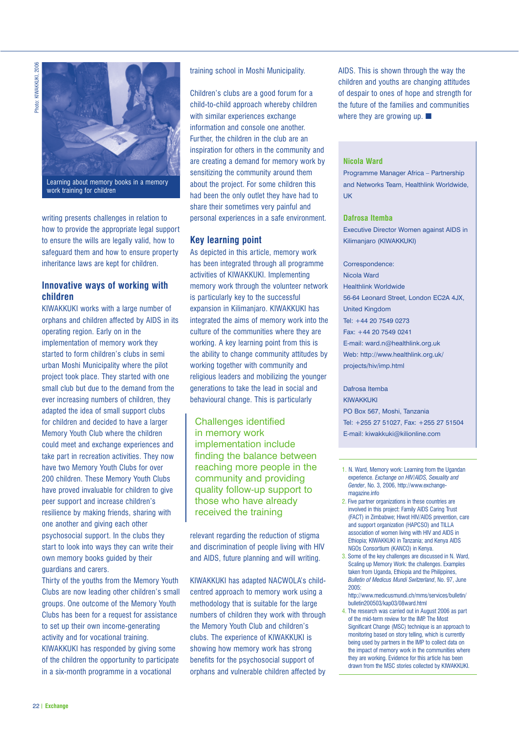Photo: KIWAKKUKI, 2006

Learning about memory books in a memory work training for children

writing presents challenges in relation to how to provide the appropriate legal support to ensure the wills are legally valid, how to safeguard them and how to ensure property inheritance laws are kept for children.

## Innovative ways of working with children

KIWAKKUKI works with a large number of orphans and children affected by AIDS in its operating region. Early on in the implementation of memory work they started to form children's clubs in semi urban Moshi Municipality where the pilot project took place. They started with one small club but due to the demand from the ever increasing numbers of children, they adapted the idea of small support clubs for children and decided to have a larger Memory Youth Club where the children could meet and exchange experiences and take part in recreation activities. They now have two Memory Youth Clubs for over 200 children. These Memory Youth Clubs have proved invaluable for children to give peer support and increase children's resilience by making friends, sharing with one another and giving each other psychosocial support. In the clubs they start to look into ways they can write their own memory books guided by their guardians and carers.

Thirty of the youths from the Memory Youth Clubs are now leading other children's small groups. One outcome of the Memory Youth Clubs has been for a request for assistance to set up their own income-generating activity and for vocational training. KIWAKKUKI has responded by giving some of the children the opportunity to participate in a six-month programme in a vocational training school in Moshi Municipality.

Children's clubs are a good forum for a child-to-child approach whereby children with similar experiences exchange information and console one another. Further, the children in the club are an inspiration for others in the community and are creating a demand for memory work by sensitizing the community around them about the project. For some children this had been the only outlet they have had to share their sometimes very painful and personal experiences in a safe environment.

## Key learning point

As depicted in this article, memory work has been integrated through all programme activities of KIWAKKUKI. Implementing memory work through the volunteer network is particularly key to the successful expansion in Kilimanjaro. KIWAKKUKI has integrated the aims of memory work into the culture of the communities where they are working. A key learning point from this is the ability to change community attitudes by working together with community and religious leaders and mobilizing the younger generations to take the lead in social and behavioural change. This is particularly relevant regarding the reduction of stigma and discrimination of people living with HIV and AIDS, future planning and will writing.

> Challenges identified in memory work implementation include finding the balance between reaching more people in the community and providing quality follow-up support to those who have already received the training

KIWAKKUKI has adapted NACWOLA's child-centred approach to memory work using a methodology that is suitable for the large numbers of children they work with through the Memory Youth Club and children's clubs. The experience of KIWAKKUKI is showing how memory work has strong benefits for the psychosocial support of orphans and vulnerable children affected by AIDS. This is shown through the way the children and youths are changing attitudes of despair to ones of hope and strength for the future of the families and communities where they are growing up. ■

**Nicola Ward**
Programme Manager Africa – Partnership and Networks Team, Healthlink Worldwide, UK

**Dafrosa Itemba**
Executive Director Women against AIDS in Kilimanjaro (KIWAKKUKI)

Correspondence:
Nicola Ward
Healthlink Worldwide
56-64 Leonard Street, London EC2A 4JX, United Kingdom
Tel: +44 20 7549 0273
Fax: +44 20 7549 0241
E-mail: ward.n@healthlink.org.uk
Web: http://www.healthlink.org.uk/projects/hiv/imp.html

Dafrosa Itemba
KIWAKKUKI
PO Box 567, Moshi, Tanzania
Tel: +255 27 51027, Fax: +255 27 51504
E-mail: kiwakkuki@kilionline.com

1. N. Ward, Memory work: Learning from the Ugandan experience. *Exchange on HIV/AIDS, Sexuality and Gender*, No. 3, 2006, http://www.exchange-magazine.info
2. Five partner organizations in these countries are involved in this project: Family AIDS Caring Trust (FACT) in Zimbabwe; Hiwot HIV/AIDS prevention, care and support organization (HAPCSO) and TILLA association of women living with HIV and AIDS in Ethiopia; KIWAKKUKI in Tanzania; and Kenya AIDS NGOs Consortium (KANCO) in Kenya.
3. Some of the key challenges are discussed in N. Ward, Scaling up Memory Work: the challenges. Examples taken from Uganda, Ethiopia and the Philippines, *Bulletin of Medicus Mundi Switzerland*, No. 97, June 2005: http://www.medicusmundi.ch/mms/services/bulletin/bulletin200503/kap03/08ward.html
4. The research was carried out in August 2006 as part of the mid-term review for the IMP. The Most Significant Change (MSC) technique is an approach to monitoring based on story telling, which is currently being used by partners in the IMP to collect data on the impact of memory work in the communities where they are working. Evidence for this article has been drawn from the MSC stories collected by KIWAKKUKI.